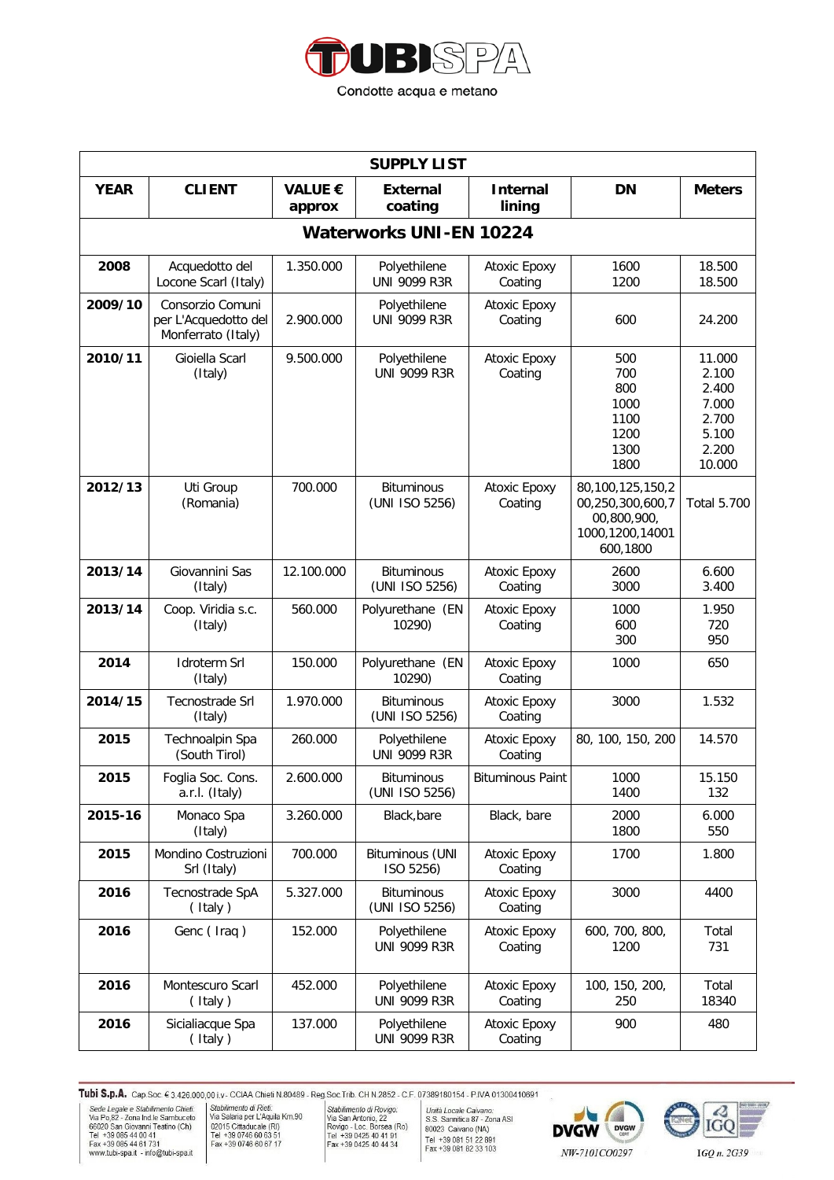TUBISPA

Condotte acqua e metano

| SUPPLY LIST | | | | | | |
|---|---|---|---|---|---|---|
| **YEAR** | **CLIENT** | **VALUE € approx** | **External coating** | **Internal lining** | **DN** | **Meters** |
| **Waterworks UNI-EN 10224** | | | | | | |
| **2008** | Acquedotto del Locone Scarl (Italy) | 1.350.000 | Polyethilene UNI 9099 R3R | Atoxic Epoxy Coating | 1600<br>1200 | 18.500<br>18.500 |
| **2009/10** | Consorzio Comuni per L'Acquedotto del Monferrato (Italy) | 2.900.000 | Polyethilene UNI 9099 R3R | Atoxic Epoxy Coating | 600 | 24.200 |
| **2010/11** | Gioiella Scarl (Italy) | 9.500.000 | Polyethilene UNI 9099 R3R | Atoxic Epoxy Coating | 500<br>700<br>800<br>1000<br>1100<br>1200<br>1300<br>1800 | 11.000<br>2.100<br>2.400<br>7.000<br>2.700<br>5.100<br>2.200<br>10.000 |
| **2012/13** | Uti Group (Romania) | 700.000 | Bituminous (UNI ISO 5256) | Atoxic Epoxy Coating | 80,100,125,150,200,250,300,600,700,800,900, 1000,1200,14001600,1800 | Total 5.700 |
| **2013/14** | Giovannini Sas (Italy) | 12.100.000 | Bituminous (UNI ISO 5256) | Atoxic Epoxy Coating | 2600<br>3000 | 6.600<br>3.400 |
| **2013/14** | Coop. Viridia s.c. (Italy) | 560.000 | Polyurethane (EN 10290) | Atoxic Epoxy Coating | 1000<br>600<br>300 | 1.950<br>720<br>950 |
| **2014** | Idroterm Srl (Italy) | 150.000 | Polyurethane (EN 10290) | Atoxic Epoxy Coating | 1000 | 650 |
| **2014/15** | Tecnostrade Srl (Italy) | 1.970.000 | Bituminous (UNI ISO 5256) | Atoxic Epoxy Coating | 3000 | 1.532 |
| **2015** | Technoalpin Spa (South Tirol) | 260.000 | Polyethilene UNI 9099 R3R | Atoxic Epoxy Coating | 80, 100, 150, 200 | 14.570 |
| **2015** | Foglia Soc. Cons. a.r.l. (Italy) | 2.600.000 | Bituminous (UNI ISO 5256) | Bituminous Paint | 1000<br>1400 | 15.150<br>132 |
| **2015-16** | Monaco Spa (Italy) | 3.260.000 | Black,bare | Black, bare | 2000<br>1800 | 6.000<br>550 |
| **2015** | Mondino Costruzioni Srl (Italy) | 700.000 | Bituminous (UNI ISO 5256) | Atoxic Epoxy Coating | 1700 | 1.800 |
| **2016** | Tecnostrade SpA ( Italy ) | 5.327.000 | Bituminous (UNI ISO 5256) | Atoxic Epoxy Coating | 3000 | 4400 |
| **2016** | Genc ( Iraq ) | 152.000 | Polyethilene UNI 9099 R3R | Atoxic Epoxy Coating | 600, 700, 800, 1200 | Total 731 |
| **2016** | Montescuro Scarl ( Italy ) | 452.000 | Polyethilene UNI 9099 R3R | Atoxic Epoxy Coating | 100, 150, 200, 250 | Total 18340 |
| **2016** | Sicialiacque Spa ( Italy ) | 137.000 | Polyethilene UNI 9099 R3R | Atoxic Epoxy Coating | 900 | 480 |

**Tubi S.p.A.** Cap.Soc. € 3.426.000,00 i.v.- CCIAA Chieti N.80489 - Reg.Soc.Trib. CH N.2852 - C.F. 07389180154 - P.IVA 01300410691

Sede Legale e Stabilimento Chieti: Via Po,82 - Zona Ind.le Sambuceto 66020 San Giovanni Teatino (Ch) Tel +39 085 44 00 41 Fax +39 085 44 61 731 www.tubi-spa.it - info@tubi-spa.it

Stabilimento di Rieti: Via Salaria per L'Aquila Km.90 02015 Cittaducale (RI) Tel +39 0746 60 63 51 Fax +39 0746 60 67 17

Stabilimento di Rovigo: Via San Antonio, 22 Rovigo - Loc. Borsea (Ro) Tel +39 0425 40 41 91 Fax +39 0425 40 44 34

Unità Locale Caivano: S.S. Sannitica 87 - Zona ASI 80023 Caivano (NA) Tel +39 081 51 22 891 Fax +39 081 82 33 103

DVGW NW-7101CO0297

IGQ n. 2G39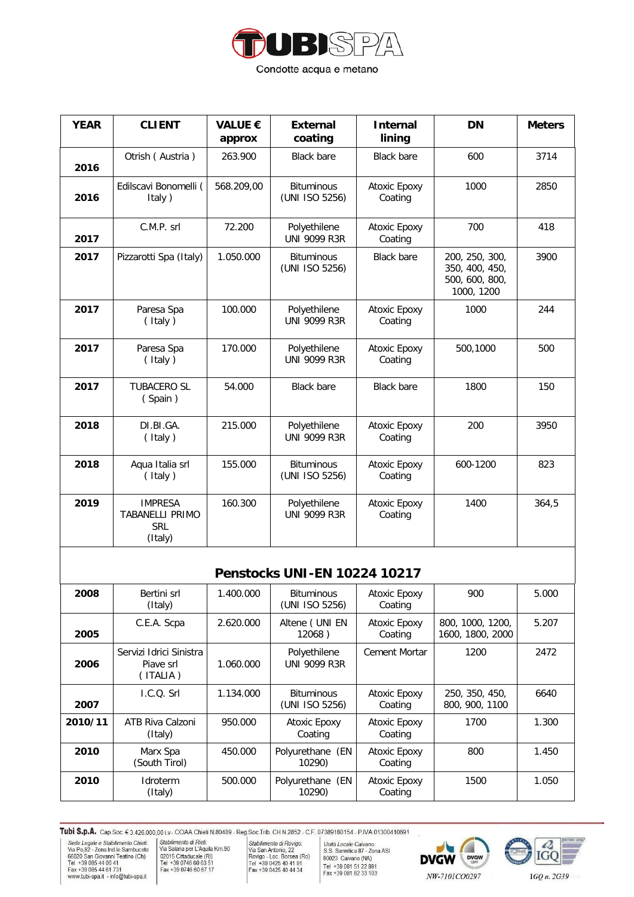| YEAR | CLIENT | VALUE € approx | External coating | Internal lining | DN | Meters |
|---|---|---|---|---|---|---|
| 2016 | Otrish ( Austria ) | 263.900 | Black bare | Black bare | 600 | 3714 |
| 2016 | Edilscavi Bonomelli ( Italy ) | 568.209,00 | Bituminous (UNI ISO 5256) | Atoxic Epoxy Coating | 1000 | 2850 |
| 2017 | C.M.P. srl | 72.200 | Polyethilene UNI 9099 R3R | Atoxic Epoxy Coating | 700 | 418 |
| 2017 | Pizzarotti Spa (Italy) | 1.050.000 | Bituminous (UNI ISO 5256) | Black bare | 200, 250, 300, 350, 400, 450, 500, 600, 800, 1000, 1200 | 3900 |
| 2017 | Paresa Spa ( Italy ) | 100.000 | Polyethilene UNI 9099 R3R | Atoxic Epoxy Coating | 1000 | 244 |
| 2017 | Paresa Spa ( Italy ) | 170.000 | Polyethilene UNI 9099 R3R | Atoxic Epoxy Coating | 500,1000 | 500 |
| 2017 | TUBACERO SL ( Spain ) | 54.000 | Black bare | Black bare | 1800 | 150 |
| 2018 | DI.BI.GA. ( Italy ) | 215.000 | Polyethilene UNI 9099 R3R | Atoxic Epoxy Coating | 200 | 3950 |
| 2018 | Aqua Italia srl ( Italy ) | 155.000 | Bituminous (UNI ISO 5256) | Atoxic Epoxy Coating | 600-1200 | 823 |
| 2019 | IMPRESA TABANELLI PRIMO SRL (Italy) | 160.300 | Polyethilene UNI 9099 R3R | Atoxic Epoxy Coating | 1400 | 364,5 |
| **Penstocks UNI-EN 10224 10217** | | | | | | |
| 2008 | Bertini srl (Italy) | 1.400.000 | Bituminous (UNI ISO 5256) | Atoxic Epoxy Coating | 900 | 5.000 |
| 2005 | C.E.A. Scpa | 2.620.000 | Altene ( UNI EN 12068 ) | Atoxic Epoxy Coating | 800, 1000, 1200, 1600, 1800, 2000 | 5.207 |
| 2006 | Servizi Idrici Sinistra Piave srl ( ITALIA ) | 1.060.000 | Polyethilene UNI 9099 R3R | Cement Mortar | 1200 | 2472 |
| 2007 | I.C.Q. Srl | 1.134.000 | Bituminous (UNI ISO 5256) | Atoxic Epoxy Coating | 250, 350, 450, 800, 900, 1100 | 6640 |
| 2010/11 | ATB Riva Calzoni (Italy) | 950.000 | Atoxic Epoxy Coating | Atoxic Epoxy Coating | 1700 | 1.300 |
| 2010 | Marx Spa (South Tirol) | 450.000 | Polyurethane (EN 10290) | Atoxic Epoxy Coating | 800 | 1.450 |
| 2010 | Idroterm (Italy) | 500.000 | Polyurethane (EN 10290) | Atoxic Epoxy Coating | 1500 | 1.050 |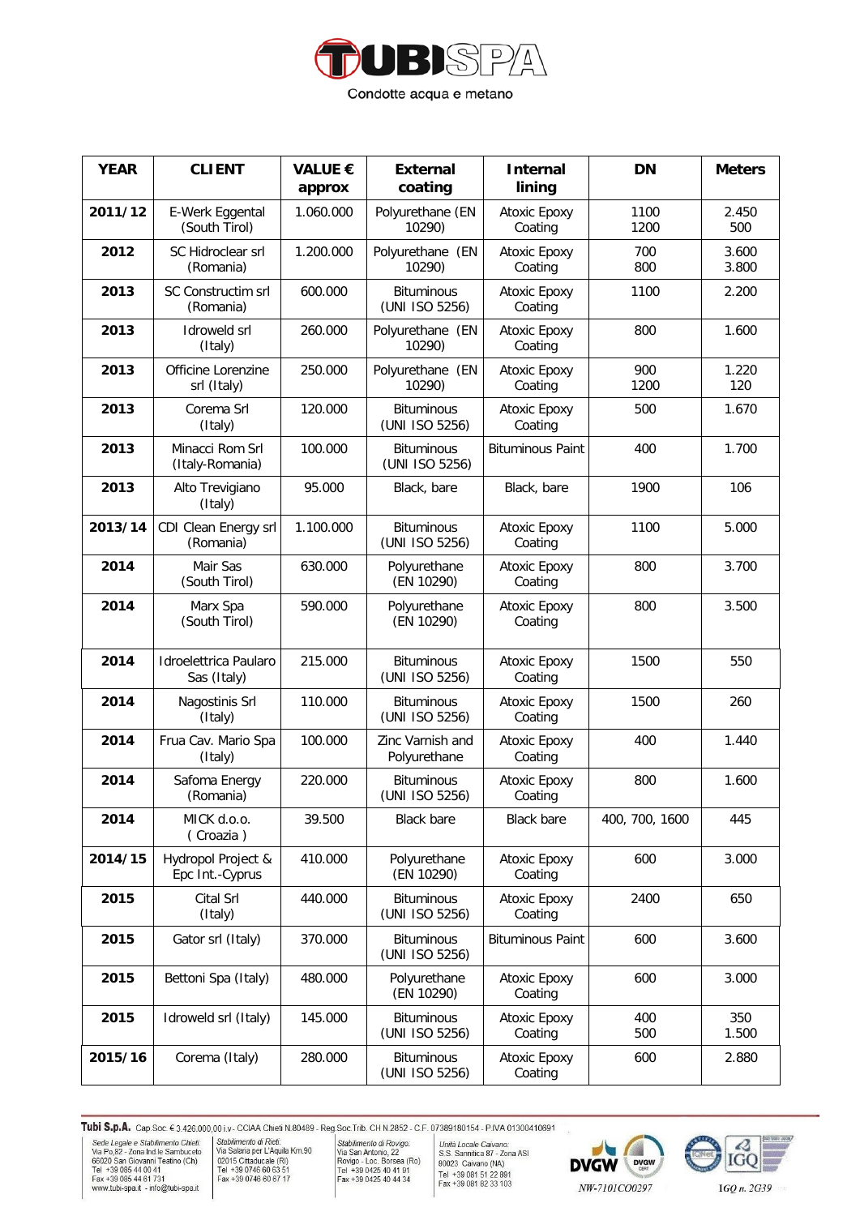| YEAR | CLIENT | VALUE € approx | External coating | Internal lining | DN | Meters |
|---|---|---|---|---|---|---|
| **2011/12** | E-Werk Eggental (South Tirol) | 1.060.000 | Polyurethane (EN 10290) | Atoxic Epoxy Coating | 1100<br>1200 | 2.450<br>500 |
| **2012** | SC Hidroclear srl (Romania) | 1.200.000 | Polyurethane (EN 10290) | Atoxic Epoxy Coating | 700<br>800 | 3.600<br>3.800 |
| **2013** | SC Constructim srl (Romania) | 600.000 | Bituminous (UNI ISO 5256) | Atoxic Epoxy Coating | 1100 | 2.200 |
| **2013** | Idroweld srl (Italy) | 260.000 | Polyurethane (EN 10290) | Atoxic Epoxy Coating | 800 | 1.600 |
| **2013** | Officine Lorenzine srl (Italy) | 250.000 | Polyurethane (EN 10290) | Atoxic Epoxy Coating | 900<br>1200 | 1.220<br>120 |
| **2013** | Corema Srl (Italy) | 120.000 | Bituminous (UNI ISO 5256) | Atoxic Epoxy Coating | 500 | 1.670 |
| **2013** | Minacci Rom Srl (Italy-Romania) | 100.000 | Bituminous (UNI ISO 5256) | Bituminous Paint | 400 | 1.700 |
| **2013** | Alto Trevigiano (Italy) | 95.000 | Black, bare | Black, bare | 1900 | 106 |
| **2013/14** | CDI Clean Energy srl (Romania) | 1.100.000 | Bituminous (UNI ISO 5256) | Atoxic Epoxy Coating | 1100 | 5.000 |
| **2014** | Mair Sas (South Tirol) | 630.000 | Polyurethane (EN 10290) | Atoxic Epoxy Coating | 800 | 3.700 |
| **2014** | Marx Spa (South Tirol) | 590.000 | Polyurethane (EN 10290) | Atoxic Epoxy Coating | 800 | 3.500 |
| **2014** | Idroelettrica Paularo Sas (Italy) | 215.000 | Bituminous (UNI ISO 5256) | Atoxic Epoxy Coating | 1500 | 550 |
| **2014** | Nagostinis Srl (Italy) | 110.000 | Bituminous (UNI ISO 5256) | Atoxic Epoxy Coating | 1500 | 260 |
| **2014** | Frua Cav. Mario Spa (Italy) | 100.000 | Zinc Varnish and Polyurethane | Atoxic Epoxy Coating | 400 | 1.440 |
| **2014** | Safoma Energy (Romania) | 220.000 | Bituminous (UNI ISO 5256) | Atoxic Epoxy Coating | 800 | 1.600 |
| **2014** | MICK d.o.o. ( Croazia ) | 39.500 | Black bare | Black bare | 400, 700, 1600 | 445 |
| **2014/15** | Hydropol Project & Epc Int.-Cyprus | 410.000 | Polyurethane (EN 10290) | Atoxic Epoxy Coating | 600 | 3.000 |
| **2015** | Cital Srl (Italy) | 440.000 | Bituminous (UNI ISO 5256) | Atoxic Epoxy Coating | 2400 | 650 |
| **2015** | Gator srl (Italy) | 370.000 | Bituminous (UNI ISO 5256) | Bituminous Paint | 600 | 3.600 |
| **2015** | Bettoni Spa (Italy) | 480.000 | Polyurethane (EN 10290) | Atoxic Epoxy Coating | 600 | 3.000 |
| **2015** | Idroweld srl (Italy) | 145.000 | Bituminous (UNI ISO 5256) | Atoxic Epoxy Coating | 400<br>500 | 350<br>1.500 |
| **2015/16** | Corema (Italy) | 280.000 | Bituminous (UNI ISO 5256) | Atoxic Epoxy Coating | 600 | 2.880 |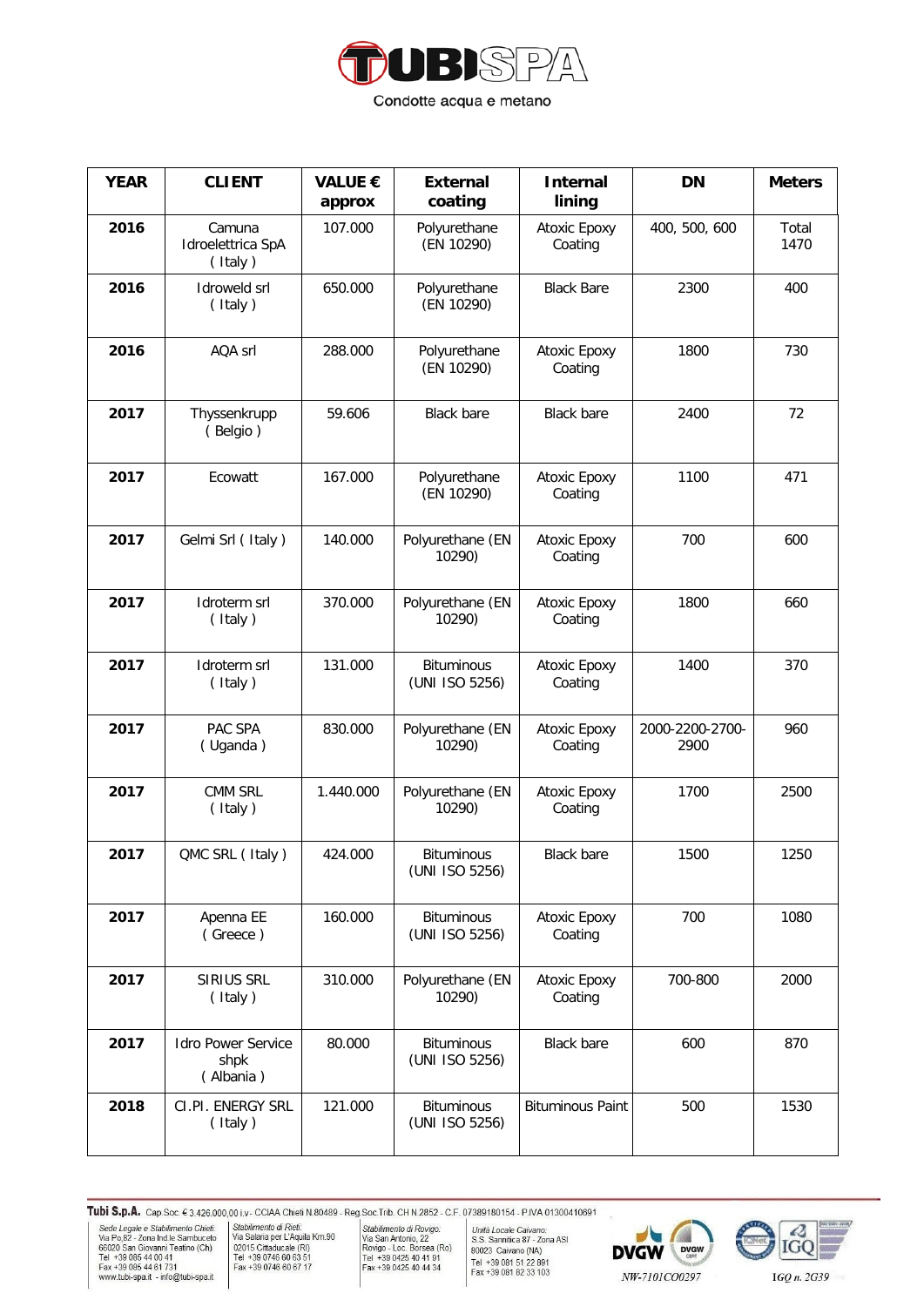| YEAR | CLIENT | VALUE € approx | External coating | Internal lining | DN | Meters |
|---|---|---|---|---|---|---|
| 2016 | Camuna Idroelettrica SpA ( Italy ) | 107.000 | Polyurethane (EN 10290) | Atoxic Epoxy Coating | 400, 500, 600 | Total 1470 |
| 2016 | Idroweld srl ( Italy ) | 650.000 | Polyurethane (EN 10290) | Black Bare | 2300 | 400 |
| 2016 | AQA srl | 288.000 | Polyurethane (EN 10290) | Atoxic Epoxy Coating | 1800 | 730 |
| 2017 | Thyssenkrupp ( Belgio ) | 59.606 | Black bare | Black bare | 2400 | 72 |
| 2017 | Ecowatt | 167.000 | Polyurethane (EN 10290) | Atoxic Epoxy Coating | 1100 | 471 |
| 2017 | Gelmi Srl ( Italy ) | 140.000 | Polyurethane (EN 10290) | Atoxic Epoxy Coating | 700 | 600 |
| 2017 | Idroterm srl ( Italy ) | 370.000 | Polyurethane (EN 10290) | Atoxic Epoxy Coating | 1800 | 660 |
| 2017 | Idroterm srl ( Italy ) | 131.000 | Bituminous (UNI ISO 5256) | Atoxic Epoxy Coating | 1400 | 370 |
| 2017 | PAC SPA ( Uganda ) | 830.000 | Polyurethane (EN 10290) | Atoxic Epoxy Coating | 2000-2200-2700-2900 | 960 |
| 2017 | CMM SRL ( Italy ) | 1.440.000 | Polyurethane (EN 10290) | Atoxic Epoxy Coating | 1700 | 2500 |
| 2017 | QMC SRL ( Italy ) | 424.000 | Bituminous (UNI ISO 5256) | Black bare | 1500 | 1250 |
| 2017 | Apenna EE ( Greece ) | 160.000 | Bituminous (UNI ISO 5256) | Atoxic Epoxy Coating | 700 | 1080 |
| 2017 | SIRIUS SRL ( Italy ) | 310.000 | Polyurethane (EN 10290) | Atoxic Epoxy Coating | 700-800 | 2000 |
| 2017 | Idro Power Service shpk ( Albania ) | 80.000 | Bituminous (UNI ISO 5256) | Black bare | 600 | 870 |
| 2018 | CI.PI. ENERGY SRL ( Italy ) | 121.000 | Bituminous (UNI ISO 5256) | Bituminous Paint | 500 | 1530 |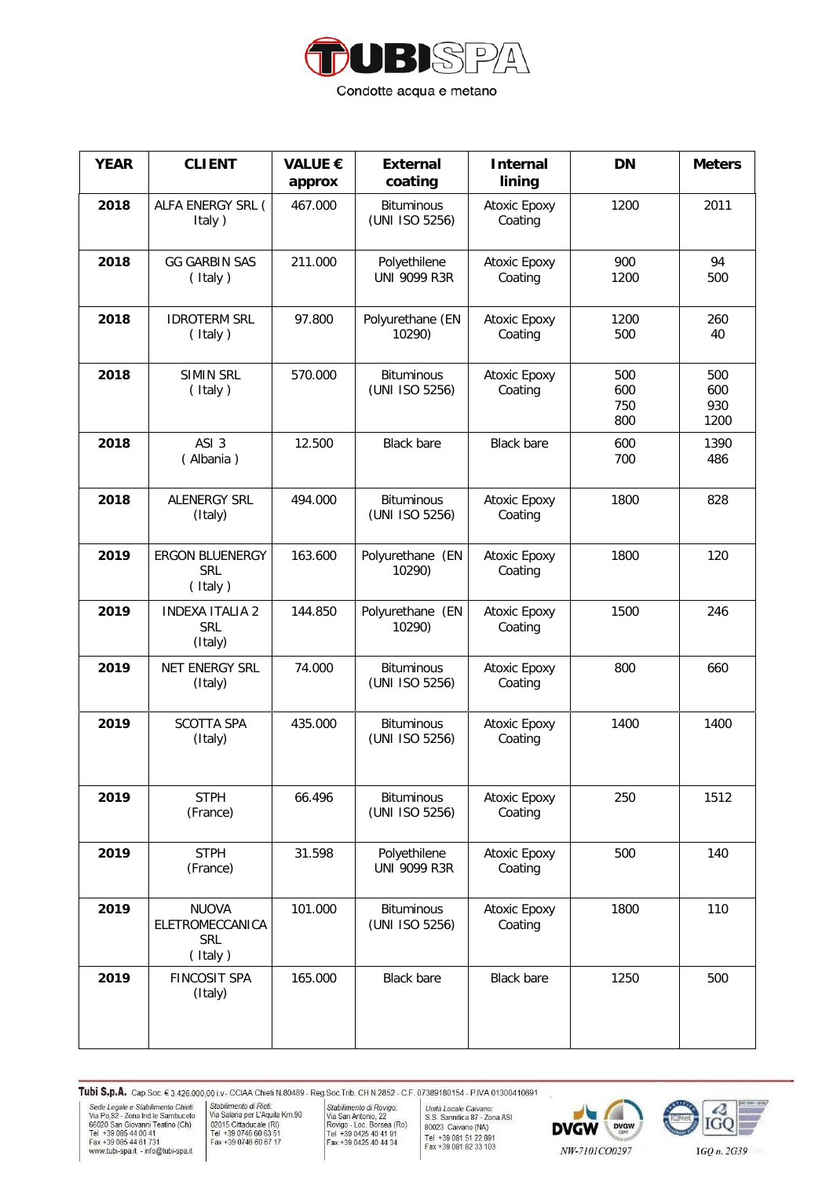| YEAR | CLIENT | VALUE € approx | External coating | Internal lining | DN | Meters |
|---|---|---|---|---|---|---|
| **2018** | ALFA ENERGY SRL ( Italy ) | 467.000 | Bituminous (UNI ISO 5256) | Atoxic Epoxy Coating | 1200 | 2011 |
| **2018** | GG GARBIN SAS ( Italy ) | 211.000 | Polyethilene UNI 9099 R3R | Atoxic Epoxy Coating | 900<br>1200 | 94<br>500 |
| **2018** | IDROTERM SRL ( Italy ) | 97.800 | Polyurethane (EN 10290) | Atoxic Epoxy Coating | 1200<br>500 | 260<br>40 |
| **2018** | SIMIN SRL ( Italy ) | 570.000 | Bituminous (UNI ISO 5256) | Atoxic Epoxy Coating | 500<br>600<br>750<br>800 | 500<br>600<br>930<br>1200 |
| **2018** | ASI 3 ( Albania ) | 12.500 | Black bare | Black bare | 600<br>700 | 1390<br>486 |
| **2018** | ALENERGY SRL (Italy) | 494.000 | Bituminous (UNI ISO 5256) | Atoxic Epoxy Coating | 1800 | 828 |
| **2019** | ERGON BLUENERGY SRL ( Italy ) | 163.600 | Polyurethane (EN 10290) | Atoxic Epoxy Coating | 1800 | 120 |
| **2019** | INDEXA ITALIA 2 SRL (Italy) | 144.850 | Polyurethane (EN 10290) | Atoxic Epoxy Coating | 1500 | 246 |
| **2019** | NET ENERGY SRL (Italy) | 74.000 | Bituminous (UNI ISO 5256) | Atoxic Epoxy Coating | 800 | 660 |
| **2019** | SCOTTA SPA (Italy) | 435.000 | Bituminous (UNI ISO 5256) | Atoxic Epoxy Coating | 1400 | 1400 |
| **2019** | STPH (France) | 66.496 | Bituminous (UNI ISO 5256) | Atoxic Epoxy Coating | 250 | 1512 |
| **2019** | STPH (France) | 31.598 | Polyethilene UNI 9099 R3R | Atoxic Epoxy Coating | 500 | 140 |
| **2019** | NUOVA ELETROMECCANICA SRL ( Italy ) | 101.000 | Bituminous (UNI ISO 5256) | Atoxic Epoxy Coating | 1800 | 110 |
| **2019** | FINCOSIT SPA (Italy) | 165.000 | Black bare | Black bare | 1250 | 500 |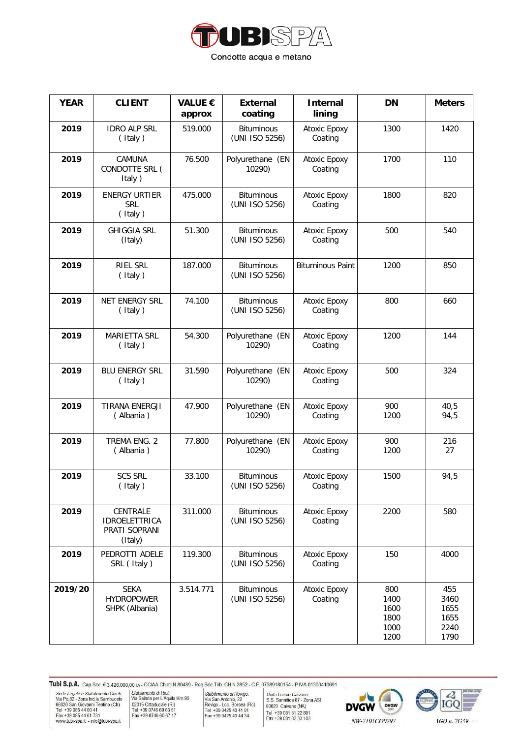| YEAR | CLIENT | VALUE € approx | External coating | Internal lining | DN | Meters |
|---|---|---|---|---|---|---|
| **2019** | IDRO ALP SRL ( Italy ) | 519.000 | Bituminous (UNI ISO 5256) | Atoxic Epoxy Coating | 1300 | 1420 |
| **2019** | CAMUNA CONDOTTE SRL ( Italy ) | 76.500 | Polyurethane (EN 10290) | Atoxic Epoxy Coating | 1700 | 110 |
| **2019** | ENERGY URTIER SRL ( Italy ) | 475.000 | Bituminous (UNI ISO 5256) | Atoxic Epoxy Coating | 1800 | 820 |
| **2019** | GHIGGIA SRL (Italy) | 51.300 | Bituminous (UNI ISO 5256) | Atoxic Epoxy Coating | 500 | 540 |
| **2019** | RIEL SRL ( Italy ) | 187.000 | Bituminous (UNI ISO 5256) | Bituminous Paint | 1200 | 850 |
| **2019** | NET ENERGY SRL ( Italy ) | 74.100 | Bituminous (UNI ISO 5256) | Atoxic Epoxy Coating | 800 | 660 |
| **2019** | MARIETTA SRL ( Italy ) | 54.300 | Polyurethane (EN 10290) | Atoxic Epoxy Coating | 1200 | 144 |
| **2019** | BLU ENERGY SRL ( Italy ) | 31.590 | Polyurethane (EN 10290) | Atoxic Epoxy Coating | 500 | 324 |
| **2019** | TIRANA ENERGJI ( Albania ) | 47.900 | Polyurethane (EN 10290) | Atoxic Epoxy Coating | 900<br>1200 | 40,5<br>94,5 |
| **2019** | TREMA ENG. 2 ( Albania ) | 77.800 | Polyurethane (EN 10290) | Atoxic Epoxy Coating | 900<br>1200 | 216<br>27 |
| **2019** | SCS SRL ( Italy ) | 33.100 | Bituminous (UNI ISO 5256) | Atoxic Epoxy Coating | 1500 | 94,5 |
| **2019** | CENTRALE IDROELETTRICA PRATI SOPRANI (Italy) | 311.000 | Bituminous (UNI ISO 5256) | Atoxic Epoxy Coating | 2200 | 580 |
| **2019** | PEDROTTI ADELE SRL ( Italy ) | 119.300 | Bituminous (UNI ISO 5256) | Atoxic Epoxy Coating | 150 | 4000 |
| **2019/20** | SEKA HYDROPOWER SHPK (Albania) | 3.514.771 | Bituminous (UNI ISO 5256) | Atoxic Epoxy Coating | 800<br>1400<br>1600<br>1800<br>1000<br>1200 | 455<br>3460<br>1655<br>1655<br>2240<br>1790 |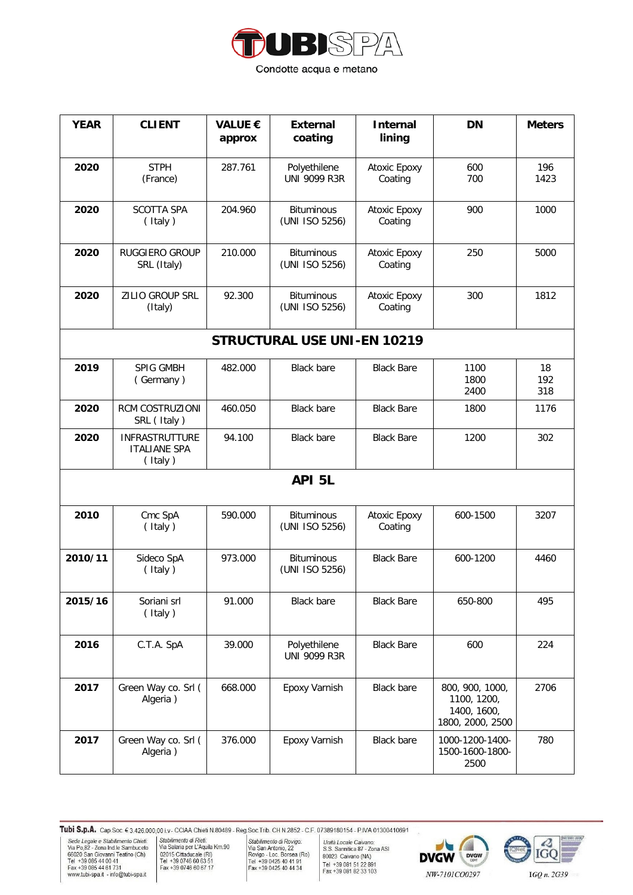Condotte acqua e metano

| YEAR | CLIENT | VALUE € approx | External coating | Internal lining | DN | Meters |
|---|---|---|---|---|---|---|
| 2020 | STPH (France) | 287.761 | Polyethilene UNI 9099 R3R | Atoxic Epoxy Coating | 600<br>700 | 196<br>1423 |
| 2020 | SCOTTA SPA ( Italy ) | 204.960 | Bituminous (UNI ISO 5256) | Atoxic Epoxy Coating | 900 | 1000 |
| 2020 | RUGGIERO GROUP SRL (Italy) | 210.000 | Bituminous (UNI ISO 5256) | Atoxic Epoxy Coating | 250 | 5000 |
| 2020 | ZILIO GROUP SRL (Italy) | 92.300 | Bituminous (UNI ISO 5256) | Atoxic Epoxy Coating | 300 | 1812 |
| **STRUCTURAL USE UNI-EN 10219** | | | | | | |
| 2019 | SPIG GMBH ( Germany ) | 482.000 | Black bare | Black Bare | 1100<br>1800<br>2400 | 18<br>192<br>318 |
| 2020 | RCM COSTRUZIONI SRL ( Italy ) | 460.050 | Black bare | Black Bare | 1800 | 1176 |
| 2020 | INFRASTRUTTURE ITALIANE SPA ( Italy ) | 94.100 | Black bare | Black Bare | 1200 | 302 |
| **API 5L** | | | | | | |
| 2010 | Cmc SpA ( Italy ) | 590.000 | Bituminous (UNI ISO 5256) | Atoxic Epoxy Coating | 600-1500 | 3207 |
| 2010/11 | Sideco SpA ( Italy ) | 973.000 | Bituminous (UNI ISO 5256) | Black Bare | 600-1200 | 4460 |
| 2015/16 | Soriani srl ( Italy ) | 91.000 | Black bare | Black Bare | 650-800 | 495 |
| 2016 | C.T.A. SpA | 39.000 | Polyethilene UNI 9099 R3R | Black Bare | 600 | 224 |
| 2017 | Green Way co. Srl ( Algeria ) | 668.000 | Epoxy Varnish | Black bare | 800, 900, 1000, 1100, 1200, 1400, 1600, 1800, 2000, 2500 | 2706 |
| 2017 | Green Way co. Srl ( Algeria ) | 376.000 | Epoxy Varnish | Black bare | 1000-1200-1400-1500-1600-1800-2500 | 780 |

**Tubi S.p.A.** Cap.Soc. € 3.426.000,00 i.v.- CCIAA Chieti N.80489 - Reg.Soc.Trib. CH N.2852 - C.F. 07389180154 - P.IVA 01300410691

Sede Legale e Stabilimento Chieti: Via Po,82 - Zona Ind.le Sambuceto 66020 San Giovanni Teatino (Ch) Tel +39 085 44 00 41 Fax +39 085 44 61 731 www.tubi-spa.it - info@tubi-spa.it

Stabilimento di Rieti: Via Salaria per L'Aquila Km.90 02015 Cittaducale (RI) Tel +39 0746 60 63 51 Fax +39 0746 60 67 17

Stabilimento di Rovigo: Via San Antonio, 22 Rovigo - Loc. Borsea (Ro) Tel +39 0425 40 41 91 Fax +39 0425 40 44 34

Unità Locale Caivano: S.S. Sannitica 87 - Zona ASI 80023 Caivano (NA) Tel +39 081 51 22 891 Fax +39 081 82 33 103

DVGW NW-7101CO0297

IGQ n. 2G39